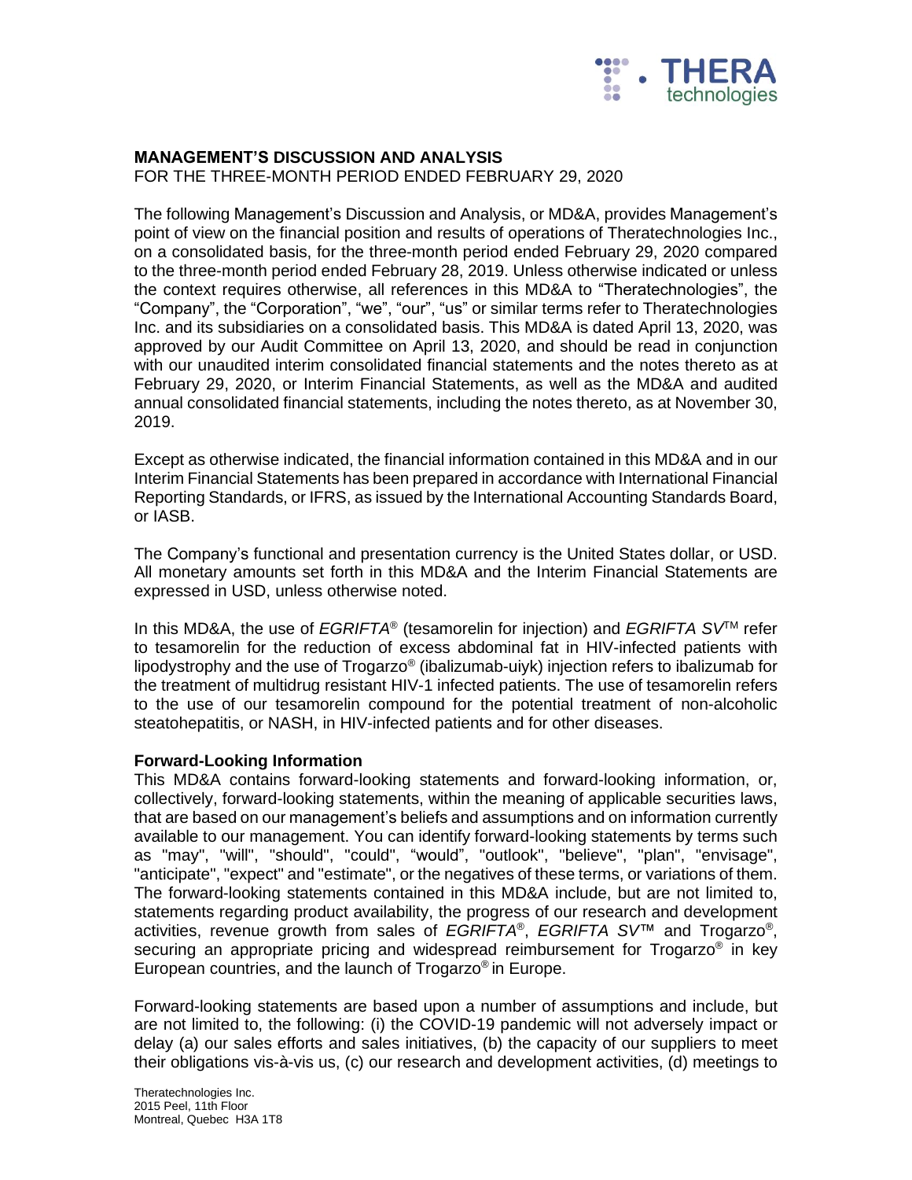# MANAGEMENT'S DISCUSSION AND ANALYSIS

FOR THE THREE-MONTH PERIOD ENDED FEBRUARY 29, 2020

The following Management's Discussion and Analysis, or MD&A, provides Management's point of view on the financial position and results of operations of Theratechnologies Inc., on a consolidated basis, for the three-month period ended February 29, 2020 compared to the three-month period ended February 28, 2019. Unless otherwise indicated or unless the context requires otherwise, all references in this MD&A to "Theratechnologies", the "Company", the "Corporation", "we", "our", "us" or similar terms refer to Theratechnologies Inc. and its subsidiaries on a consolidated basis. This MD&A is dated April 13, 2020, was approved by our Audit Committee on April 13, 2020, and should be read in conjunction with our unaudited interim consolidated financial statements and the notes thereto as at February 29, 2020, or Interim Financial Statements, as well as the MD&A and audited annual consolidated financial statements, including the notes thereto, as at November 30, 2019.

Except as otherwise indicated, the financial information contained in this MD&A and in our Interim Financial Statements has been prepared in accordance with International Financial Reporting Standards, or IFRS, as issued by the International Accounting Standards Board, or IASB.

The Company's functional and presentation currency is the United States dollar, or USD. All monetary amounts set forth in this MD&A and the Interim Financial Statements are expressed in USD, unless otherwise noted.

In this MD&A, the use of *EGRIFTA*® (tesamorelin for injection) and *EGRIFTA SV*™ refer to tesamorelin for the reduction of excess abdominal fat in HIV-infected patients with lipodystrophy and the use of Trogarzo® (ibalizumab-uiyk) injection refers to ibalizumab for the treatment of multidrug resistant HIV-1 infected patients. The use of tesamorelin refers to the use of our tesamorelin compound for the potential treatment of non-alcoholic steatohepatitis, or NASH, in HIV-infected patients and for other diseases.

**Forward-Looking Information**

This MD&A contains forward-looking statements and forward-looking information, or, collectively, forward-looking statements, within the meaning of applicable securities laws, that are based on our management's beliefs and assumptions and on information currently available to our management. You can identify forward-looking statements by terms such as "may", "will", "should", "could", "would", "outlook", "believe", "plan", "envisage", "anticipate", "expect" and "estimate", or the negatives of these terms, or variations of them. The forward-looking statements contained in this MD&A include, but are not limited to, statements regarding product availability, the progress of our research and development activities, revenue growth from sales of *EGRIFTA*®, *EGRIFTA SV*™ and Trogarzo®, securing an appropriate pricing and widespread reimbursement for Trogarzo® in key European countries, and the launch of Trogarzo® in Europe.

Forward-looking statements are based upon a number of assumptions and include, but are not limited to, the following: (i) the COVID-19 pandemic will not adversely impact or delay (a) our sales efforts and sales initiatives, (b) the capacity of our suppliers to meet their obligations vis-à-vis us, (c) our research and development activities, (d) meetings to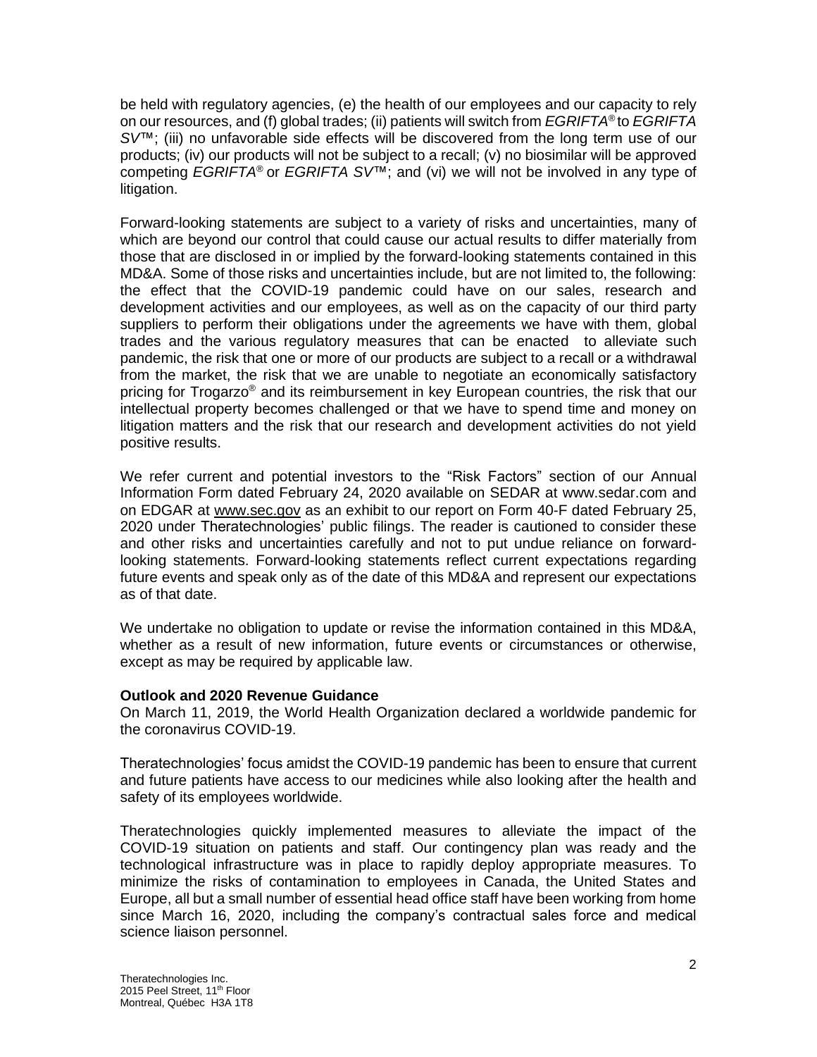be held with regulatory agencies, (e) the health of our employees and our capacity to rely on our resources, and (f) global trades; (ii) patients will switch from *EGRIFTA®* to *EGRIFTA SV™*; (iii) no unfavorable side effects will be discovered from the long term use of our products; (iv) our products will not be subject to a recall; (v) no biosimilar will be approved competing *EGRIFTA®* or *EGRIFTA SV™*; and (vi) we will not be involved in any type of litigation.

Forward-looking statements are subject to a variety of risks and uncertainties, many of which are beyond our control that could cause our actual results to differ materially from those that are disclosed in or implied by the forward-looking statements contained in this MD&A. Some of those risks and uncertainties include, but are not limited to, the following: the effect that the COVID-19 pandemic could have on our sales, research and development activities and our employees, as well as on the capacity of our third party suppliers to perform their obligations under the agreements we have with them, global trades and the various regulatory measures that can be enacted to alleviate such pandemic, the risk that one or more of our products are subject to a recall or a withdrawal from the market, the risk that we are unable to negotiate an economically satisfactory pricing for Trogarzo® and its reimbursement in key European countries, the risk that our intellectual property becomes challenged or that we have to spend time and money on litigation matters and the risk that our research and development activities do not yield positive results.

We refer current and potential investors to the "Risk Factors" section of our Annual Information Form dated February 24, 2020 available on SEDAR at www.sedar.com and on EDGAR at www.sec.gov as an exhibit to our report on Form 40-F dated February 25, 2020 under Theratechnologies' public filings. The reader is cautioned to consider these and other risks and uncertainties carefully and not to put undue reliance on forward-looking statements. Forward-looking statements reflect current expectations regarding future events and speak only as of the date of this MD&A and represent our expectations as of that date.

We undertake no obligation to update or revise the information contained in this MD&A, whether as a result of new information, future events or circumstances or otherwise, except as may be required by applicable law.

**Outlook and 2020 Revenue Guidance**

On March 11, 2019, the World Health Organization declared a worldwide pandemic for the coronavirus COVID-19.

Theratechnologies' focus amidst the COVID-19 pandemic has been to ensure that current and future patients have access to our medicines while also looking after the health and safety of its employees worldwide.

Theratechnologies quickly implemented measures to alleviate the impact of the COVID-19 situation on patients and staff. Our contingency plan was ready and the technological infrastructure was in place to rapidly deploy appropriate measures. To minimize the risks of contamination to employees in Canada, the United States and Europe, all but a small number of essential head office staff have been working from home since March 16, 2020, including the company's contractual sales force and medical science liaison personnel.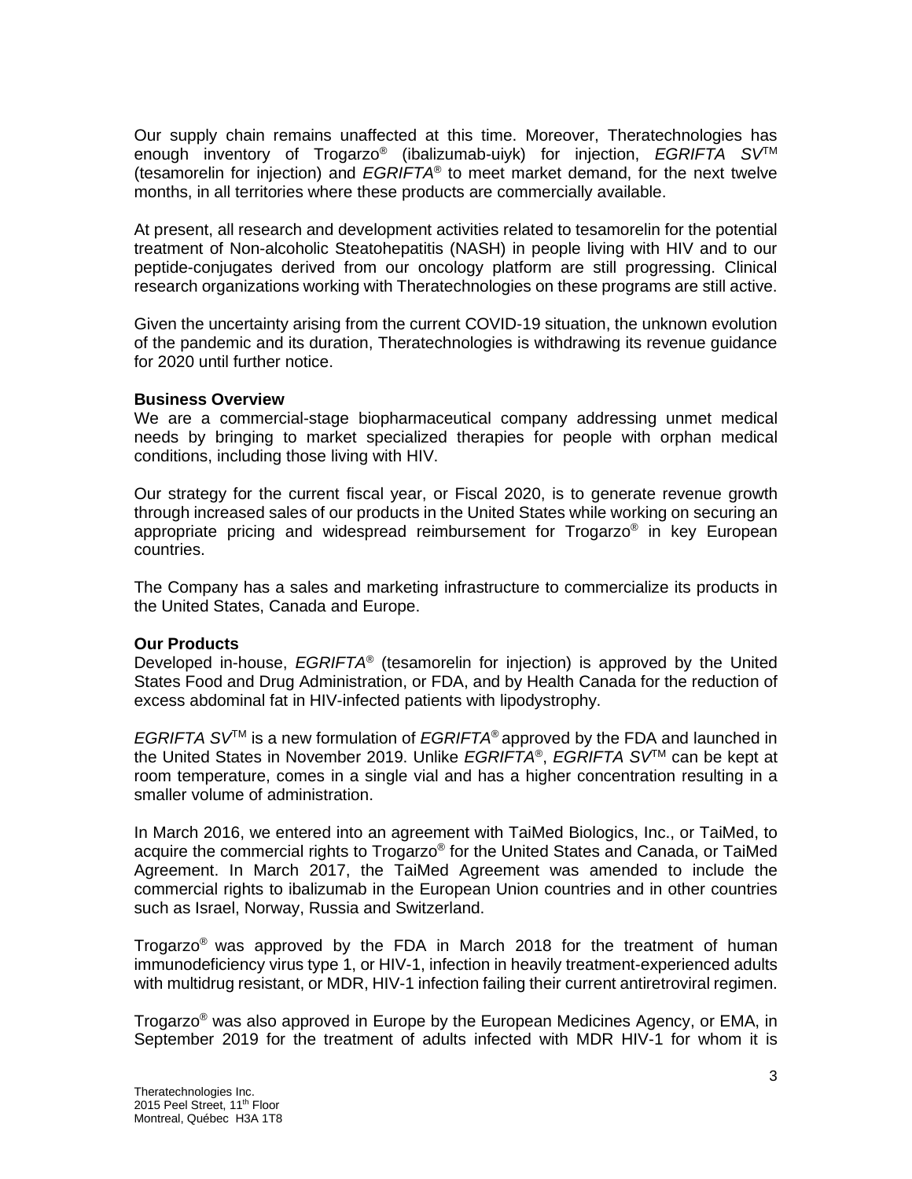Our supply chain remains unaffected at this time. Moreover, Theratechnologies has enough inventory of Trogarzo® (ibalizumab-uiyk) for injection, *EGRIFTA SV*™ (tesamorelin for injection) and *EGRIFTA®* to meet market demand, for the next twelve months, in all territories where these products are commercially available.

At present, all research and development activities related to tesamorelin for the potential treatment of Non-alcoholic Steatohepatitis (NASH) in people living with HIV and to our peptide-conjugates derived from our oncology platform are still progressing. Clinical research organizations working with Theratechnologies on these programs are still active.

Given the uncertainty arising from the current COVID-19 situation, the unknown evolution of the pandemic and its duration, Theratechnologies is withdrawing its revenue guidance for 2020 until further notice.

**Business Overview**

We are a commercial-stage biopharmaceutical company addressing unmet medical needs by bringing to market specialized therapies for people with orphan medical conditions, including those living with HIV.

Our strategy for the current fiscal year, or Fiscal 2020, is to generate revenue growth through increased sales of our products in the United States while working on securing an appropriate pricing and widespread reimbursement for Trogarzo® in key European countries.

The Company has a sales and marketing infrastructure to commercialize its products in the United States, Canada and Europe.

**Our Products**

Developed in-house, *EGRIFTA®* (tesamorelin for injection) is approved by the United States Food and Drug Administration, or FDA, and by Health Canada for the reduction of excess abdominal fat in HIV-infected patients with lipodystrophy.

*EGRIFTA SV*™ is a new formulation of *EGRIFTA®* approved by the FDA and launched in the United States in November 2019. Unlike *EGRIFTA®*, *EGRIFTA SV*™ can be kept at room temperature, comes in a single vial and has a higher concentration resulting in a smaller volume of administration.

In March 2016, we entered into an agreement with TaiMed Biologics, Inc., or TaiMed, to acquire the commercial rights to Trogarzo® for the United States and Canada, or TaiMed Agreement. In March 2017, the TaiMed Agreement was amended to include the commercial rights to ibalizumab in the European Union countries and in other countries such as Israel, Norway, Russia and Switzerland.

Trogarzo® was approved by the FDA in March 2018 for the treatment of human immunodeficiency virus type 1, or HIV-1, infection in heavily treatment-experienced adults with multidrug resistant, or MDR, HIV-1 infection failing their current antiretroviral regimen.

Trogarzo® was also approved in Europe by the European Medicines Agency, or EMA, in September 2019 for the treatment of adults infected with MDR HIV-1 for whom it is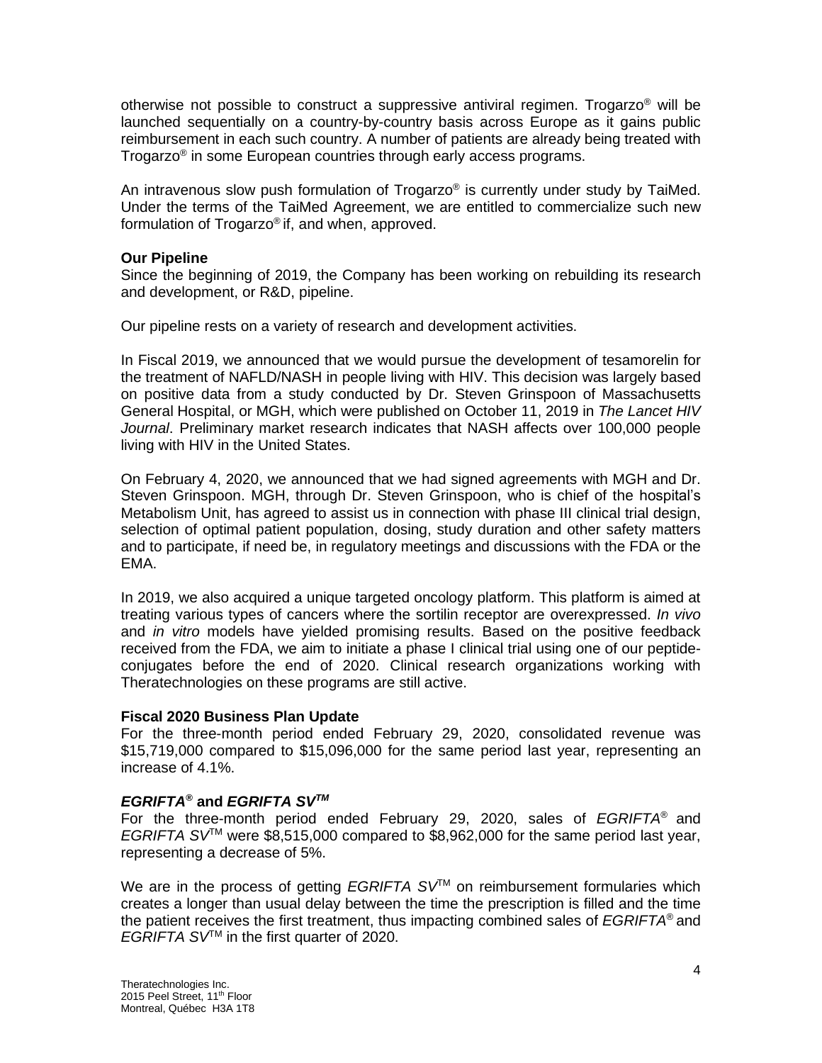otherwise not possible to construct a suppressive antiviral regimen. Trogarzo® will be launched sequentially on a country-by-country basis across Europe as it gains public reimbursement in each such country. A number of patients are already being treated with Trogarzo® in some European countries through early access programs.

An intravenous slow push formulation of Trogarzo® is currently under study by TaiMed. Under the terms of the TaiMed Agreement, we are entitled to commercialize such new formulation of Trogarzo® if, and when, approved.

**Our Pipeline**

Since the beginning of 2019, the Company has been working on rebuilding its research and development, or R&D, pipeline.

Our pipeline rests on a variety of research and development activities.

In Fiscal 2019, we announced that we would pursue the development of tesamorelin for the treatment of NAFLD/NASH in people living with HIV. This decision was largely based on positive data from a study conducted by Dr. Steven Grinspoon of Massachusetts General Hospital, or MGH, which were published on October 11, 2019 in *The Lancet HIV Journal*. Preliminary market research indicates that NASH affects over 100,000 people living with HIV in the United States.

On February 4, 2020, we announced that we had signed agreements with MGH and Dr. Steven Grinspoon. MGH, through Dr. Steven Grinspoon, who is chief of the hospital's Metabolism Unit, has agreed to assist us in connection with phase III clinical trial design, selection of optimal patient population, dosing, study duration and other safety matters and to participate, if need be, in regulatory meetings and discussions with the FDA or the EMA.

In 2019, we also acquired a unique targeted oncology platform. This platform is aimed at treating various types of cancers where the sortilin receptor are overexpressed. *In vivo* and *in vitro* models have yielded promising results. Based on the positive feedback received from the FDA, we aim to initiate a phase I clinical trial using one of our peptide-conjugates before the end of 2020. Clinical research organizations working with Theratechnologies on these programs are still active.

**Fiscal 2020 Business Plan Update**

For the three-month period ended February 29, 2020, consolidated revenue was $15,719,000 compared to $15,096,000 for the same period last year, representing an increase of 4.1%.

***EGRIFTA®* and *EGRIFTA SV™***

For the three-month period ended February 29, 2020, sales of *EGRIFTA®* and *EGRIFTA SV™* were $8,515,000 compared to $8,962,000 for the same period last year, representing a decrease of 5%.

We are in the process of getting *EGRIFTA SV™* on reimbursement formularies which creates a longer than usual delay between the time the prescription is filled and the time the patient receives the first treatment, thus impacting combined sales of *EGRIFTA®* and *EGRIFTA SV™* in the first quarter of 2020.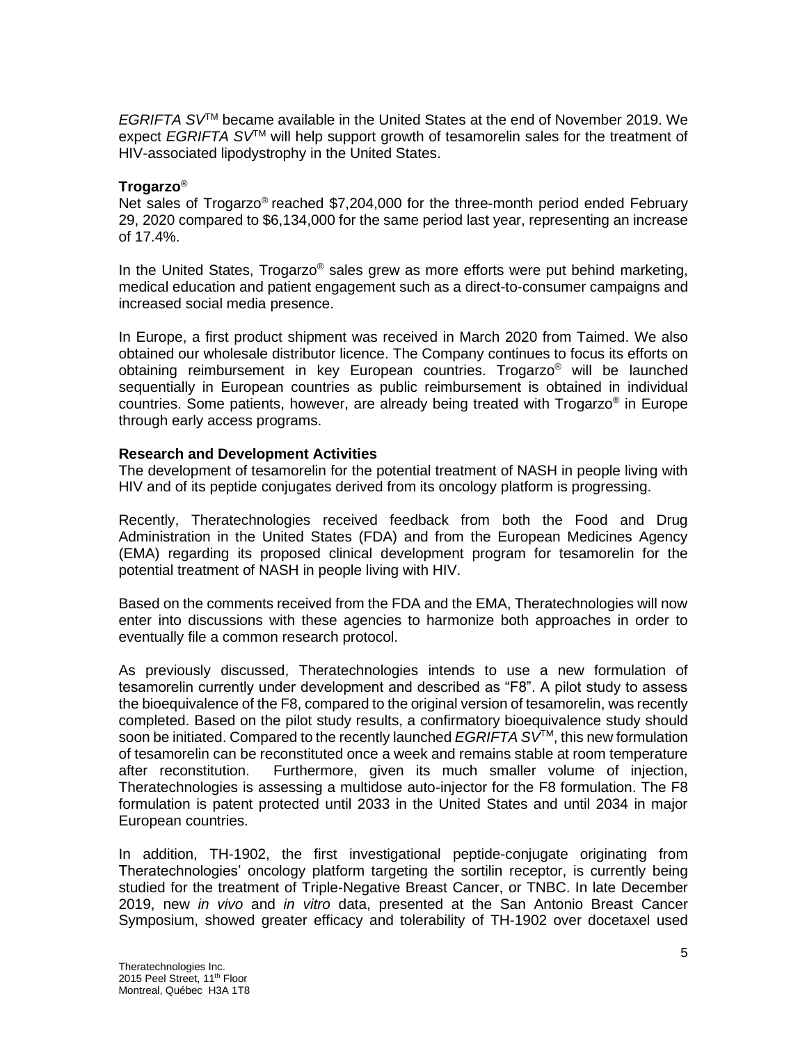*EGRIFTA SV*™ became available in the United States at the end of November 2019. We expect *EGRIFTA SV*™ will help support growth of tesamorelin sales for the treatment of HIV-associated lipodystrophy in the United States.

**Trogarzo®**

Net sales of Trogarzo® reached $7,204,000 for the three-month period ended February 29, 2020 compared to $6,134,000 for the same period last year, representing an increase of 17.4%.

In the United States, Trogarzo® sales grew as more efforts were put behind marketing, medical education and patient engagement such as a direct-to-consumer campaigns and increased social media presence.

In Europe, a first product shipment was received in March 2020 from Taimed. We also obtained our wholesale distributor licence. The Company continues to focus its efforts on obtaining reimbursement in key European countries. Trogarzo® will be launched sequentially in European countries as public reimbursement is obtained in individual countries. Some patients, however, are already being treated with Trogarzo® in Europe through early access programs.

**Research and Development Activities**

The development of tesamorelin for the potential treatment of NASH in people living with HIV and of its peptide conjugates derived from its oncology platform is progressing.

Recently, Theratechnologies received feedback from both the Food and Drug Administration in the United States (FDA) and from the European Medicines Agency (EMA) regarding its proposed clinical development program for tesamorelin for the potential treatment of NASH in people living with HIV.

Based on the comments received from the FDA and the EMA, Theratechnologies will now enter into discussions with these agencies to harmonize both approaches in order to eventually file a common research protocol.

As previously discussed, Theratechnologies intends to use a new formulation of tesamorelin currently under development and described as "F8". A pilot study to assess the bioequivalence of the F8, compared to the original version of tesamorelin, was recently completed. Based on the pilot study results, a confirmatory bioequivalence study should soon be initiated. Compared to the recently launched *EGRIFTA SV*™, this new formulation of tesamorelin can be reconstituted once a week and remains stable at room temperature after reconstitution. Furthermore, given its much smaller volume of injection, Theratechnologies is assessing a multidose auto-injector for the F8 formulation. The F8 formulation is patent protected until 2033 in the United States and until 2034 in major European countries.

In addition, TH-1902, the first investigational peptide-conjugate originating from Theratechnologies' oncology platform targeting the sortilin receptor, is currently being studied for the treatment of Triple-Negative Breast Cancer, or TNBC. In late December 2019, new *in vivo* and *in vitro* data, presented at the San Antonio Breast Cancer Symposium, showed greater efficacy and tolerability of TH-1902 over docetaxel used

Theratechnologies Inc.
2015 Peel Street, 11th Floor
Montreal, Québec H3A 1T8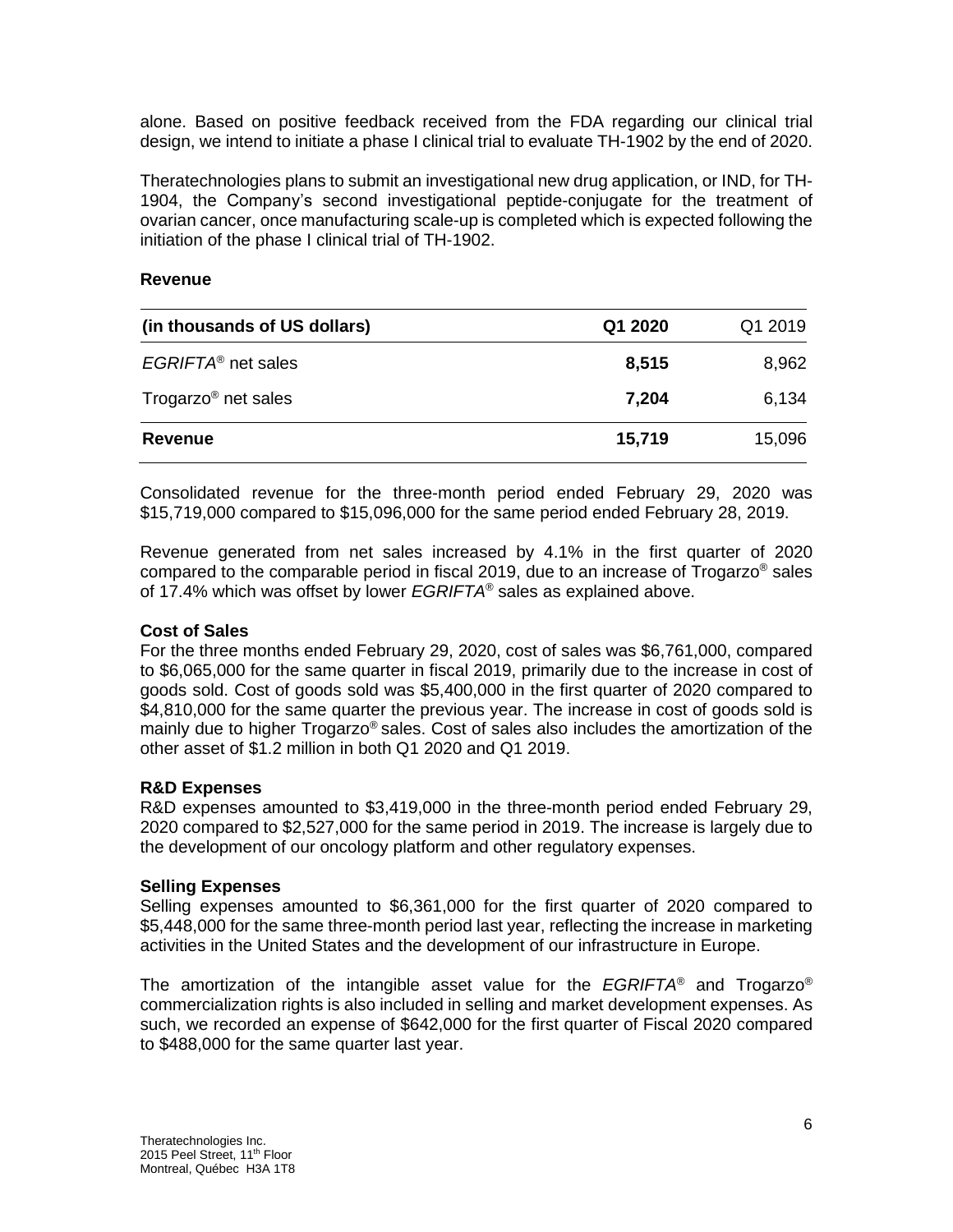alone. Based on positive feedback received from the FDA regarding our clinical trial design, we intend to initiate a phase I clinical trial to evaluate TH-1902 by the end of 2020.

Theratechnologies plans to submit an investigational new drug application, or IND, for TH-1904, the Company's second investigational peptide-conjugate for the treatment of ovarian cancer, once manufacturing scale-up is completed which is expected following the initiation of the phase I clinical trial of TH-1902.

**Revenue**

| **(in thousands of US dollars)** | **Q1 2020** | Q1 2019 |
|---|---|---|
| *EGRIFTA*® net sales | **8,515** | 8,962 |
| Trogarzo® net sales | **7,204** | 6,134 |
| **Revenue** | **15,719** | 15,096 |

Consolidated revenue for the three-month period ended February 29, 2020 was $15,719,000 compared to $15,096,000 for the same period ended February 28, 2019.

Revenue generated from net sales increased by 4.1% in the first quarter of 2020 compared to the comparable period in fiscal 2019, due to an increase of Trogarzo® sales of 17.4% which was offset by lower *EGRIFTA*® sales as explained above.

**Cost of Sales**
For the three months ended February 29, 2020, cost of sales was $6,761,000, compared to $6,065,000 for the same quarter in fiscal 2019, primarily due to the increase in cost of goods sold. Cost of goods sold was $5,400,000 in the first quarter of 2020 compared to $4,810,000 for the same quarter the previous year. The increase in cost of goods sold is mainly due to higher Trogarzo® sales. Cost of sales also includes the amortization of the other asset of $1.2 million in both Q1 2020 and Q1 2019.

**R&D Expenses**
R&D expenses amounted to $3,419,000 in the three-month period ended February 29, 2020 compared to $2,527,000 for the same period in 2019. The increase is largely due to the development of our oncology platform and other regulatory expenses.

**Selling Expenses**
Selling expenses amounted to $6,361,000 for the first quarter of 2020 compared to $5,448,000 for the same three-month period last year, reflecting the increase in marketing activities in the United States and the development of our infrastructure in Europe.

The amortization of the intangible asset value for the *EGRIFTA*® and Trogarzo® commercialization rights is also included in selling and market development expenses. As such, we recorded an expense of $642,000 for the first quarter of Fiscal 2020 compared to $488,000 for the same quarter last year.

Theratechnologies Inc.
2015 Peel Street, 11th Floor
Montreal, Québec H3A 1T8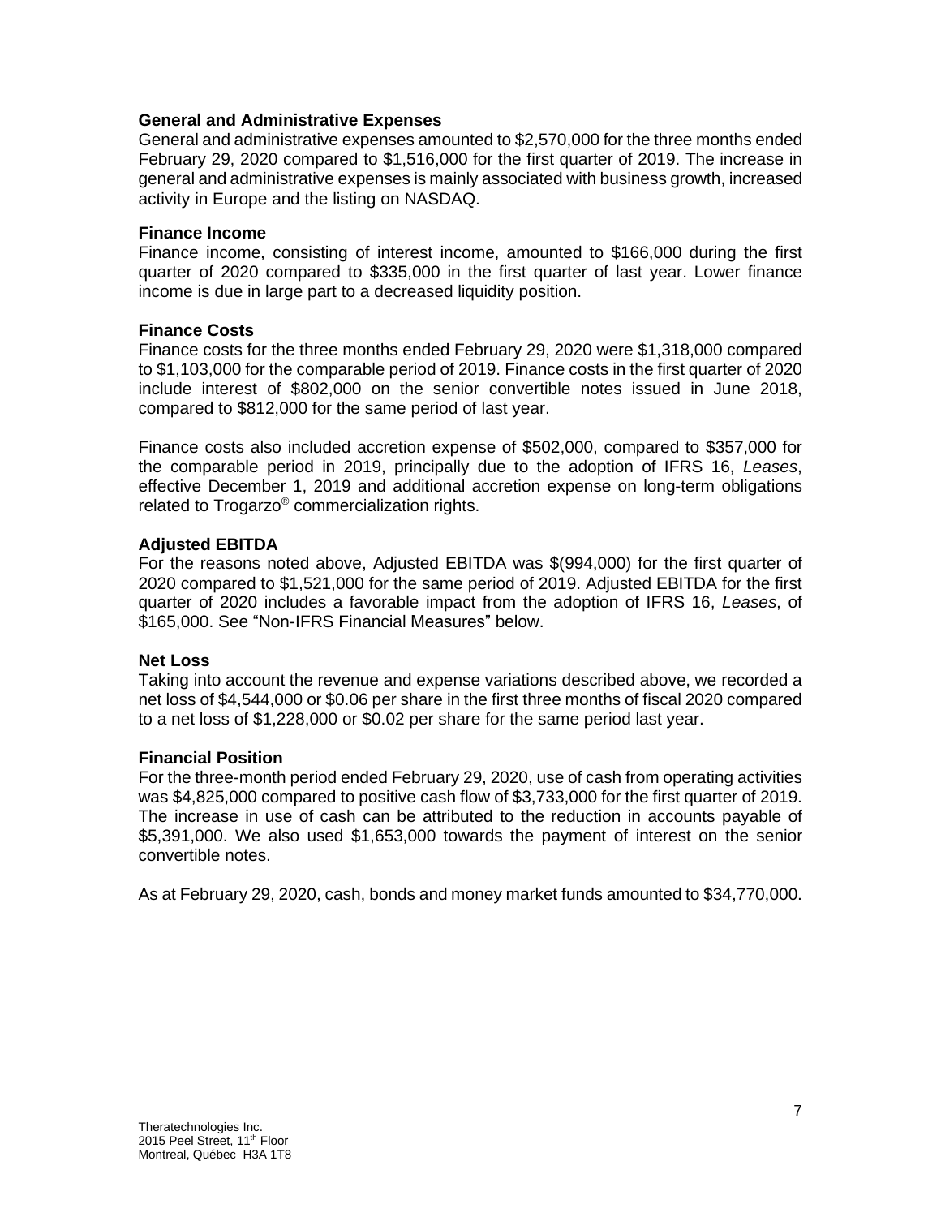**General and Administrative Expenses**

General and administrative expenses amounted to $2,570,000 for the three months ended February 29, 2020 compared to $1,516,000 for the first quarter of 2019. The increase in general and administrative expenses is mainly associated with business growth, increased activity in Europe and the listing on NASDAQ.

**Finance Income**

Finance income, consisting of interest income, amounted to $166,000 during the first quarter of 2020 compared to $335,000 in the first quarter of last year. Lower finance income is due in large part to a decreased liquidity position.

**Finance Costs**

Finance costs for the three months ended February 29, 2020 were $1,318,000 compared to $1,103,000 for the comparable period of 2019. Finance costs in the first quarter of 2020 include interest of $802,000 on the senior convertible notes issued in June 2018, compared to $812,000 for the same period of last year.

Finance costs also included accretion expense of $502,000, compared to $357,000 for the comparable period in 2019, principally due to the adoption of IFRS 16, *Leases*, effective December 1, 2019 and additional accretion expense on long-term obligations related to Trogarzo® commercialization rights.

**Adjusted EBITDA**

For the reasons noted above, Adjusted EBITDA was $(994,000) for the first quarter of 2020 compared to $1,521,000 for the same period of 2019. Adjusted EBITDA for the first quarter of 2020 includes a favorable impact from the adoption of IFRS 16, *Leases*, of $165,000. See "Non-IFRS Financial Measures" below.

**Net Loss**

Taking into account the revenue and expense variations described above, we recorded a net loss of $4,544,000 or $0.06 per share in the first three months of fiscal 2020 compared to a net loss of $1,228,000 or $0.02 per share for the same period last year.

**Financial Position**

For the three-month period ended February 29, 2020, use of cash from operating activities was $4,825,000 compared to positive cash flow of $3,733,000 for the first quarter of 2019. The increase in use of cash can be attributed to the reduction in accounts payable of $5,391,000. We also used $1,653,000 towards the payment of interest on the senior convertible notes.

As at February 29, 2020, cash, bonds and money market funds amounted to $34,770,000.

Theratechnologies Inc.
2015 Peel Street, 11th Floor
Montreal, Québec H3A 1T8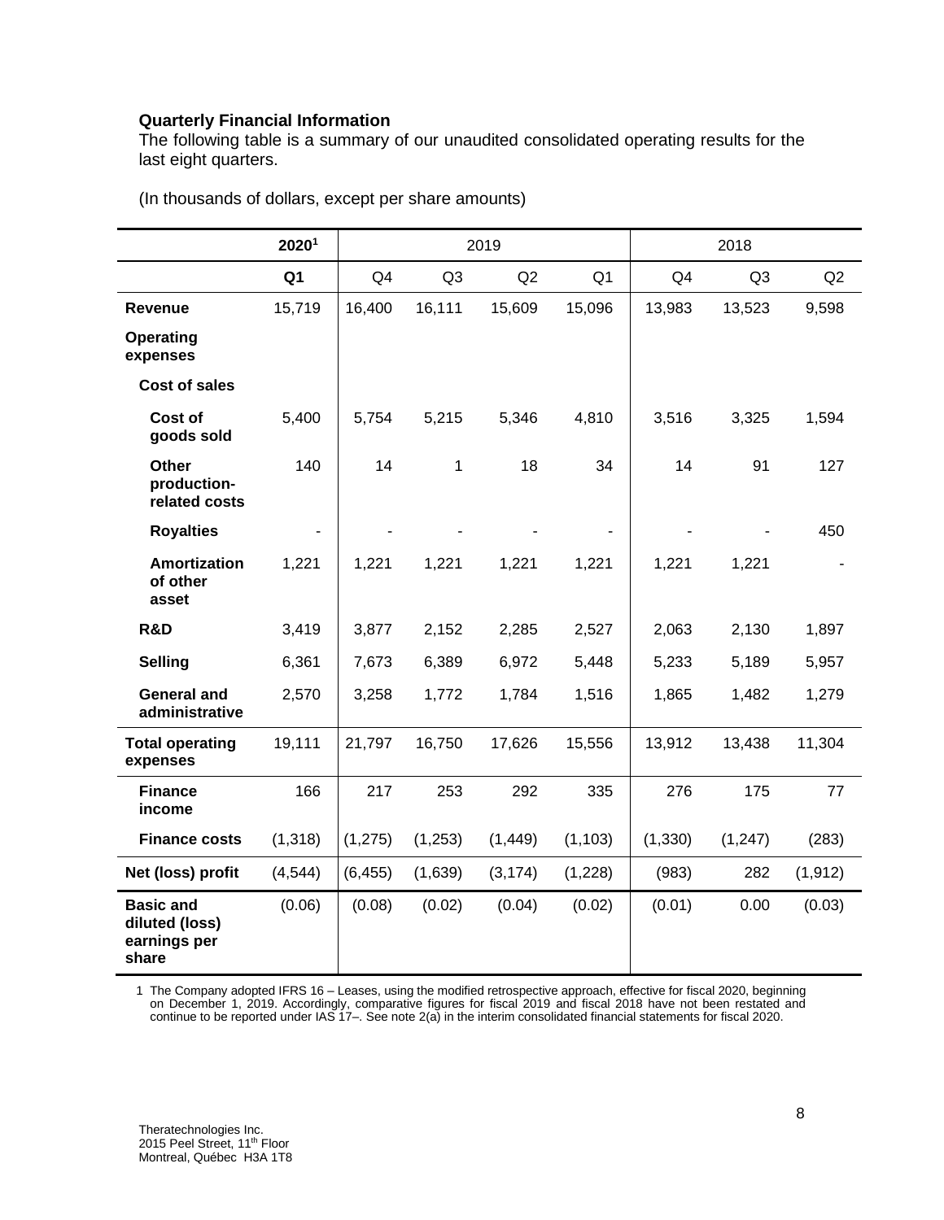**Quarterly Financial Information**

The following table is a summary of our unaudited consolidated operating results for the last eight quarters.

(In thousands of dollars, except per share amounts)

| | 2020[1] | 2019 | | | | 2018 | | |
|---|---|---|---|---|---|---|---|---|
| | **Q1** | Q4 | Q3 | Q2 | Q1 | Q4 | Q3 | Q2 |
| **Revenue** | 15,719 | 16,400 | 16,111 | 15,609 | 15,096 | 13,983 | 13,523 | 9,598 |
| **Operating expenses** | | | | | | | | |
| **Cost of sales** | | | | | | | | |
| **Cost of goods sold** | 5,400 | 5,754 | 5,215 | 5,346 | 4,810 | 3,516 | 3,325 | 1,594 |
| **Other production-related costs** | 140 | 14 | 1 | 18 | 34 | 14 | 91 | 127 |
| **Royalties** | - | - | - | - | - | - | - | 450 |
| **Amortization of other asset** | 1,221 | 1,221 | 1,221 | 1,221 | 1,221 | 1,221 | 1,221 | - |
| **R&D** | 3,419 | 3,877 | 2,152 | 2,285 | 2,527 | 2,063 | 2,130 | 1,897 |
| **Selling** | 6,361 | 7,673 | 6,389 | 6,972 | 5,448 | 5,233 | 5,189 | 5,957 |
| **General and administrative** | 2,570 | 3,258 | 1,772 | 1,784 | 1,516 | 1,865 | 1,482 | 1,279 |
| **Total operating expenses** | 19,111 | 21,797 | 16,750 | 17,626 | 15,556 | 13,912 | 13,438 | 11,304 |
| **Finance income** | 166 | 217 | 253 | 292 | 335 | 276 | 175 | 77 |
| **Finance costs** | (1,318) | (1,275) | (1,253) | (1,449) | (1,103) | (1,330) | (1,247) | (283) |
| **Net (loss) profit** | (4,544) | (6,455) | (1,639) | (3,174) | (1,228) | (983) | 282 | (1,912) |
| **Basic and diluted (loss) earnings per share** | (0.06) | (0.08) | (0.02) | (0.04) | (0.02) | (0.01) | 0.00 | (0.03) |

1 The Company adopted IFRS 16 – Leases, using the modified retrospective approach, effective for fiscal 2020, beginning on December 1, 2019. Accordingly, comparative figures for fiscal 2019 and fiscal 2018 have not been restated and continue to be reported under IAS 17–. See note 2(a) in the interim consolidated financial statements for fiscal 2020.

Theratechnologies Inc.
2015 Peel Street, 11th Floor
Montreal, Québec H3A 1T8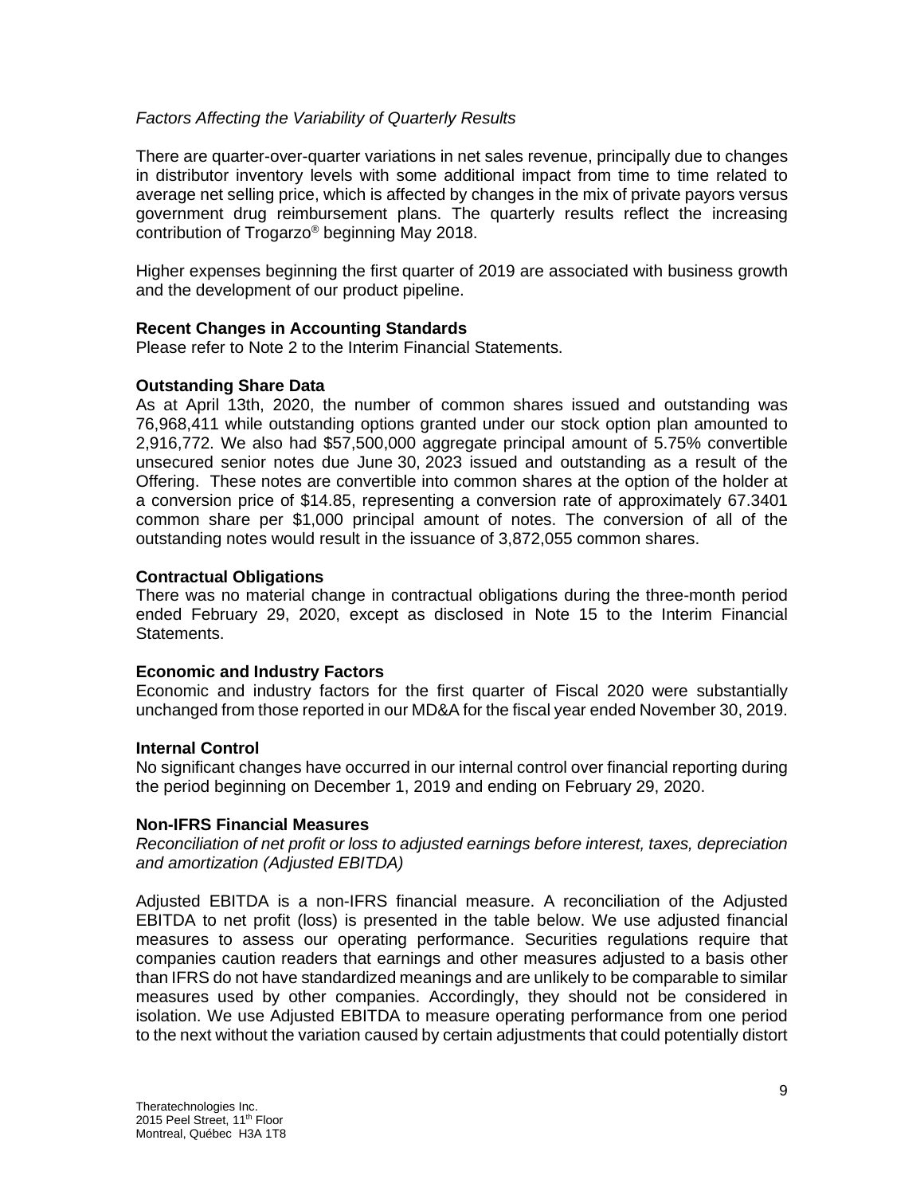*Factors Affecting the Variability of Quarterly Results*

There are quarter-over-quarter variations in net sales revenue, principally due to changes in distributor inventory levels with some additional impact from time to time related to average net selling price, which is affected by changes in the mix of private payors versus government drug reimbursement plans. The quarterly results reflect the increasing contribution of Trogarzo® beginning May 2018.

Higher expenses beginning the first quarter of 2019 are associated with business growth and the development of our product pipeline.

**Recent Changes in Accounting Standards**

Please refer to Note 2 to the Interim Financial Statements.

**Outstanding Share Data**

As at April 13th, 2020, the number of common shares issued and outstanding was 76,968,411 while outstanding options granted under our stock option plan amounted to 2,916,772. We also had $57,500,000 aggregate principal amount of 5.75% convertible unsecured senior notes due June 30, 2023 issued and outstanding as a result of the Offering. These notes are convertible into common shares at the option of the holder at a conversion price of $14.85, representing a conversion rate of approximately 67.3401 common share per $1,000 principal amount of notes. The conversion of all of the outstanding notes would result in the issuance of 3,872,055 common shares.

**Contractual Obligations**

There was no material change in contractual obligations during the three-month period ended February 29, 2020, except as disclosed in Note 15 to the Interim Financial Statements.

**Economic and Industry Factors**

Economic and industry factors for the first quarter of Fiscal 2020 were substantially unchanged from those reported in our MD&A for the fiscal year ended November 30, 2019.

**Internal Control**

No significant changes have occurred in our internal control over financial reporting during the period beginning on December 1, 2019 and ending on February 29, 2020.

**Non-IFRS Financial Measures**

*Reconciliation of net profit or loss to adjusted earnings before interest, taxes, depreciation and amortization (Adjusted EBITDA)*

Adjusted EBITDA is a non-IFRS financial measure. A reconciliation of the Adjusted EBITDA to net profit (loss) is presented in the table below. We use adjusted financial measures to assess our operating performance. Securities regulations require that companies caution readers that earnings and other measures adjusted to a basis other than IFRS do not have standardized meanings and are unlikely to be comparable to similar measures used by other companies. Accordingly, they should not be considered in isolation. We use Adjusted EBITDA to measure operating performance from one period to the next without the variation caused by certain adjustments that could potentially distort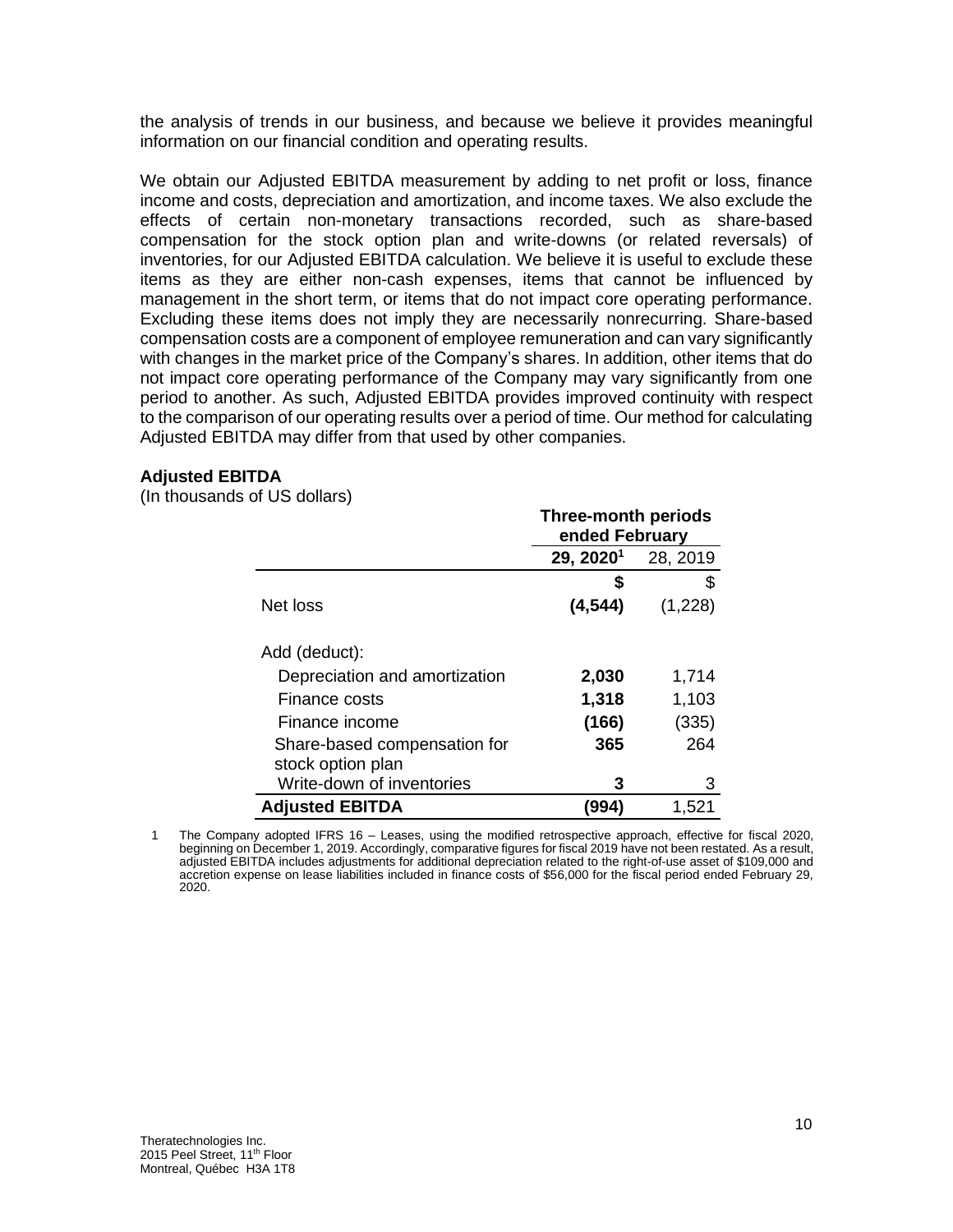the analysis of trends in our business, and because we believe it provides meaningful information on our financial condition and operating results.

We obtain our Adjusted EBITDA measurement by adding to net profit or loss, finance income and costs, depreciation and amortization, and income taxes. We also exclude the effects of certain non-monetary transactions recorded, such as share-based compensation for the stock option plan and write-downs (or related reversals) of inventories, for our Adjusted EBITDA calculation. We believe it is useful to exclude these items as they are either non-cash expenses, items that cannot be influenced by management in the short term, or items that do not impact core operating performance. Excluding these items does not imply they are necessarily nonrecurring. Share-based compensation costs are a component of employee remuneration and can vary significantly with changes in the market price of the Company's shares. In addition, other items that do not impact core operating performance of the Company may vary significantly from one period to another. As such, Adjusted EBITDA provides improved continuity with respect to the comparison of our operating results over a period of time. Our method for calculating Adjusted EBITDA may differ from that used by other companies.

**Adjusted EBITDA**

(In thousands of US dollars)

| | Three-month periods ended February | |
|---|---|---|
| | **29, 2020[1]** | 28, 2019 |
| | **$** | $ |
| Net loss | **(4,544)** | (1,228) |
| Add (deduct): | | |
| Depreciation and amortization | **2,030** | 1,714 |
| Finance costs | **1,318** | 1,103 |
| Finance income | **(166)** | (335) |
| Share-based compensation for stock option plan | **365** | 264 |
| Write-down of inventories | **3** | 3 |
| **Adjusted EBITDA** | **(994)** | 1,521 |

1 The Company adopted IFRS 16 – Leases, using the modified retrospective approach, effective for fiscal 2020, beginning on December 1, 2019. Accordingly, comparative figures for fiscal 2019 have not been restated. As a result, adjusted EBITDA includes adjustments for additional depreciation related to the right-of-use asset of $109,000 and accretion expense on lease liabilities included in finance costs of $56,000 for the fiscal period ended February 29, 2020.

Theratechnologies Inc.
2015 Peel Street, 11th Floor
Montreal, Québec H3A 1T8